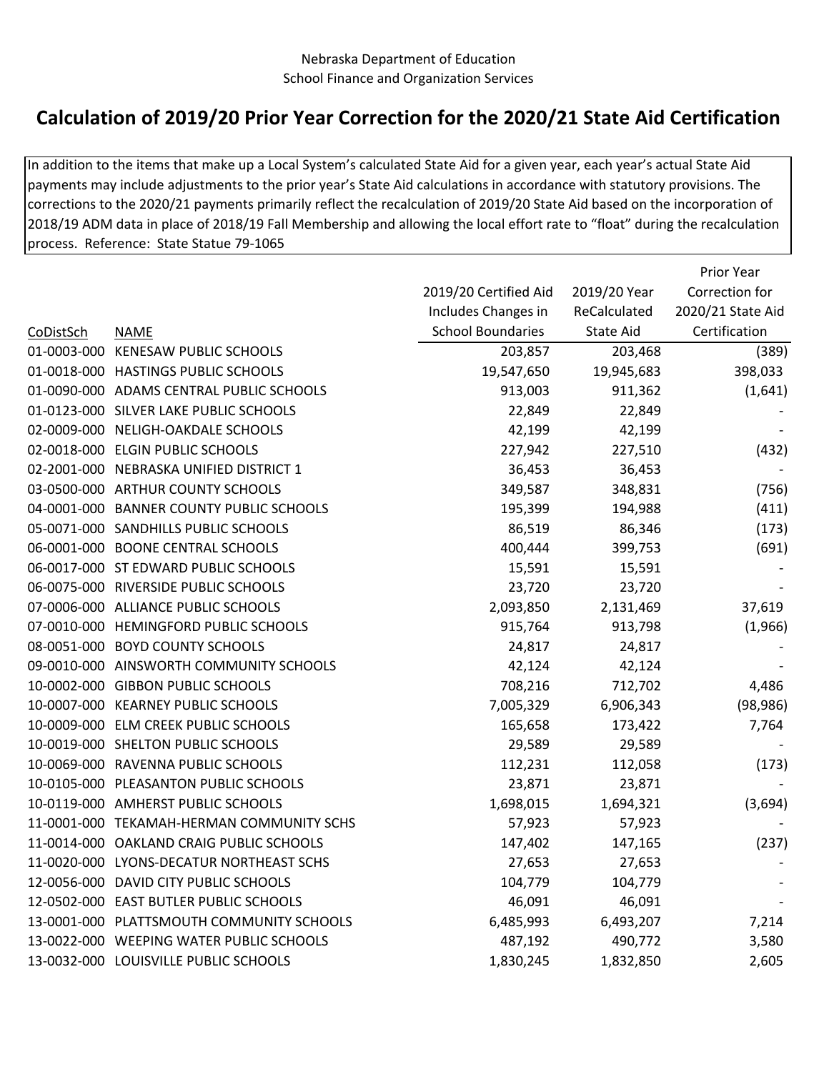Nebraska Department of Education
School Finance and Organization Services

# Calculation of 2019/20 Prior Year Correction for the 2020/21 State Aid Certification

In addition to the items that make up a Local System's calculated State Aid for a given year, each year's actual State Aid payments may include adjustments to the prior year's State Aid calculations in accordance with statutory provisions. The corrections to the 2020/21 payments primarily reflect the recalculation of 2019/20 State Aid based on the incorporation of 2018/19 ADM data in place of 2018/19 Fall Membership and allowing the local effort rate to "float" during the recalculation process. Reference: State Statue 79-1065

| CoDistSch | NAME | 2019/20 Certified Aid Includes Changes in School Boundaries | 2019/20 Year ReCalculated State Aid | Prior Year Correction for 2020/21 State Aid Certification |
|---|---|---|---|---|
| 01-0003-000 | KENESAW PUBLIC SCHOOLS | 203,857 | 203,468 | (389) |
| 01-0018-000 | HASTINGS PUBLIC SCHOOLS | 19,547,650 | 19,945,683 | 398,033 |
| 01-0090-000 | ADAMS CENTRAL PUBLIC SCHOOLS | 913,003 | 911,362 | (1,641) |
| 01-0123-000 | SILVER LAKE PUBLIC SCHOOLS | 22,849 | 22,849 | - |
| 02-0009-000 | NELIGH-OAKDALE SCHOOLS | 42,199 | 42,199 | - |
| 02-0018-000 | ELGIN PUBLIC SCHOOLS | 227,942 | 227,510 | (432) |
| 02-2001-000 | NEBRASKA UNIFIED DISTRICT 1 | 36,453 | 36,453 | - |
| 03-0500-000 | ARTHUR COUNTY SCHOOLS | 349,587 | 348,831 | (756) |
| 04-0001-000 | BANNER COUNTY PUBLIC SCHOOLS | 195,399 | 194,988 | (411) |
| 05-0071-000 | SANDHILLS PUBLIC SCHOOLS | 86,519 | 86,346 | (173) |
| 06-0001-000 | BOONE CENTRAL SCHOOLS | 400,444 | 399,753 | (691) |
| 06-0017-000 | ST EDWARD PUBLIC SCHOOLS | 15,591 | 15,591 | - |
| 06-0075-000 | RIVERSIDE PUBLIC SCHOOLS | 23,720 | 23,720 | - |
| 07-0006-000 | ALLIANCE PUBLIC SCHOOLS | 2,093,850 | 2,131,469 | 37,619 |
| 07-0010-000 | HEMINGFORD PUBLIC SCHOOLS | 915,764 | 913,798 | (1,966) |
| 08-0051-000 | BOYD COUNTY SCHOOLS | 24,817 | 24,817 | - |
| 09-0010-000 | AINSWORTH COMMUNITY SCHOOLS | 42,124 | 42,124 | - |
| 10-0002-000 | GIBBON PUBLIC SCHOOLS | 708,216 | 712,702 | 4,486 |
| 10-0007-000 | KEARNEY PUBLIC SCHOOLS | 7,005,329 | 6,906,343 | (98,986) |
| 10-0009-000 | ELM CREEK PUBLIC SCHOOLS | 165,658 | 173,422 | 7,764 |
| 10-0019-000 | SHELTON PUBLIC SCHOOLS | 29,589 | 29,589 | - |
| 10-0069-000 | RAVENNA PUBLIC SCHOOLS | 112,231 | 112,058 | (173) |
| 10-0105-000 | PLEASANTON PUBLIC SCHOOLS | 23,871 | 23,871 | - |
| 10-0119-000 | AMHERST PUBLIC SCHOOLS | 1,698,015 | 1,694,321 | (3,694) |
| 11-0001-000 | TEKAMAH-HERMAN COMMUNITY SCHS | 57,923 | 57,923 | - |
| 11-0014-000 | OAKLAND CRAIG PUBLIC SCHOOLS | 147,402 | 147,165 | (237) |
| 11-0020-000 | LYONS-DECATUR NORTHEAST SCHS | 27,653 | 27,653 | - |
| 12-0056-000 | DAVID CITY PUBLIC SCHOOLS | 104,779 | 104,779 | - |
| 12-0502-000 | EAST BUTLER PUBLIC SCHOOLS | 46,091 | 46,091 | - |
| 13-0001-000 | PLATTSMOUTH COMMUNITY SCHOOLS | 6,485,993 | 6,493,207 | 7,214 |
| 13-0022-000 | WEEPING WATER PUBLIC SCHOOLS | 487,192 | 490,772 | 3,580 |
| 13-0032-000 | LOUISVILLE PUBLIC SCHOOLS | 1,830,245 | 1,832,850 | 2,605 |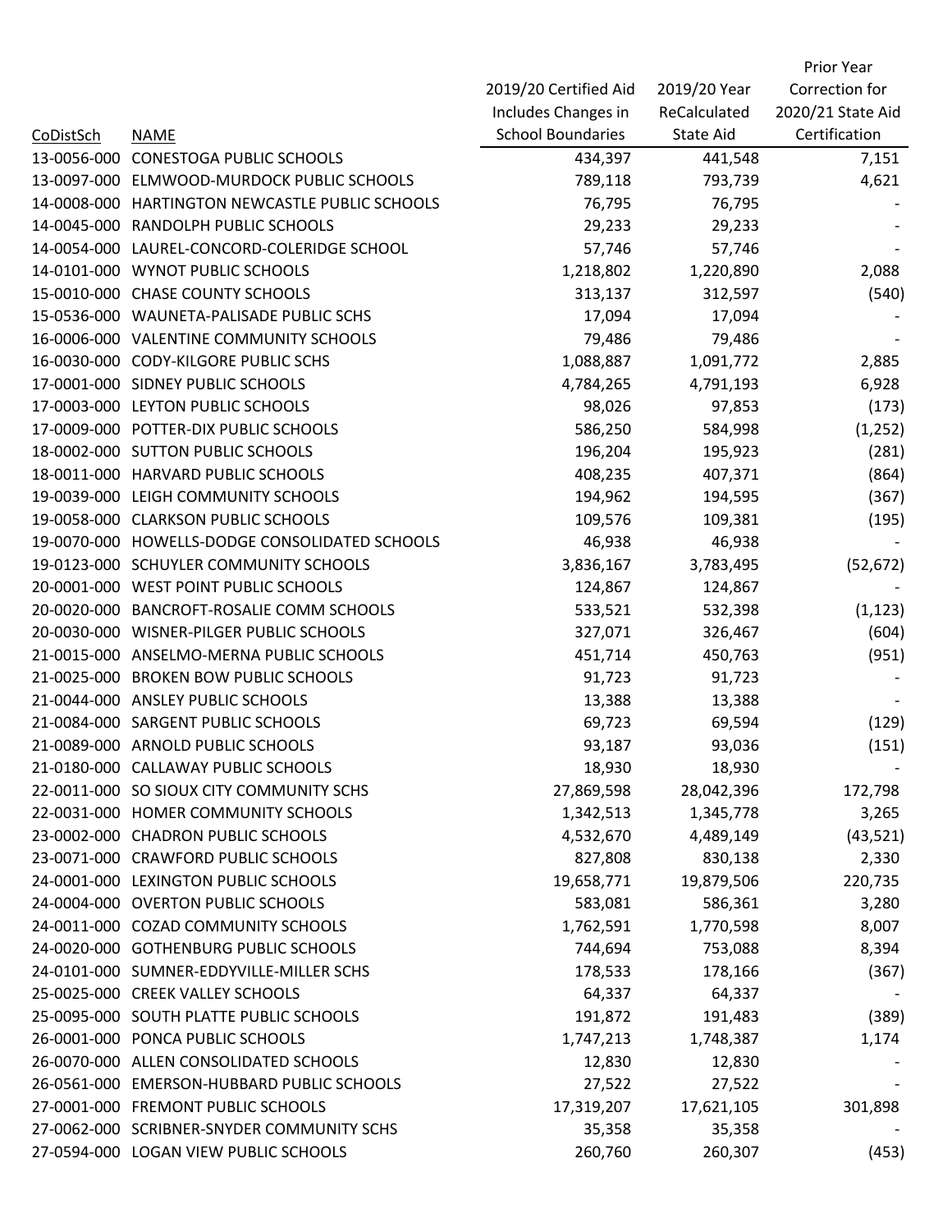| CoDistSch | NAME | 2019/20 Certified Aid Includes Changes in School Boundaries | 2019/20 Year ReCalculated State Aid | Prior Year Correction for 2020/21 State Aid Certification |
|---|---|---|---|---|
| 13-0056-000 | CONESTOGA PUBLIC SCHOOLS | 434,397 | 441,548 | 7,151 |
| 13-0097-000 | ELMWOOD-MURDOCK PUBLIC SCHOOLS | 789,118 | 793,739 | 4,621 |
| 14-0008-000 | HARTINGTON NEWCASTLE PUBLIC SCHOOLS | 76,795 | 76,795 | - |
| 14-0045-000 | RANDOLPH PUBLIC SCHOOLS | 29,233 | 29,233 | - |
| 14-0054-000 | LAUREL-CONCORD-COLERIDGE SCHOOL | 57,746 | 57,746 | - |
| 14-0101-000 | WYNOT PUBLIC SCHOOLS | 1,218,802 | 1,220,890 | 2,088 |
| 15-0010-000 | CHASE COUNTY SCHOOLS | 313,137 | 312,597 | (540) |
| 15-0536-000 | WAUNETA-PALISADE PUBLIC SCHS | 17,094 | 17,094 | - |
| 16-0006-000 | VALENTINE COMMUNITY SCHOOLS | 79,486 | 79,486 | - |
| 16-0030-000 | CODY-KILGORE PUBLIC SCHS | 1,088,887 | 1,091,772 | 2,885 |
| 17-0001-000 | SIDNEY PUBLIC SCHOOLS | 4,784,265 | 4,791,193 | 6,928 |
| 17-0003-000 | LEYTON PUBLIC SCHOOLS | 98,026 | 97,853 | (173) |
| 17-0009-000 | POTTER-DIX PUBLIC SCHOOLS | 586,250 | 584,998 | (1,252) |
| 18-0002-000 | SUTTON PUBLIC SCHOOLS | 196,204 | 195,923 | (281) |
| 18-0011-000 | HARVARD PUBLIC SCHOOLS | 408,235 | 407,371 | (864) |
| 19-0039-000 | LEIGH COMMUNITY SCHOOLS | 194,962 | 194,595 | (367) |
| 19-0058-000 | CLARKSON PUBLIC SCHOOLS | 109,576 | 109,381 | (195) |
| 19-0070-000 | HOWELLS-DODGE CONSOLIDATED SCHOOLS | 46,938 | 46,938 | - |
| 19-0123-000 | SCHUYLER COMMUNITY SCHOOLS | 3,836,167 | 3,783,495 | (52,672) |
| 20-0001-000 | WEST POINT PUBLIC SCHOOLS | 124,867 | 124,867 | - |
| 20-0020-000 | BANCROFT-ROSALIE COMM SCHOOLS | 533,521 | 532,398 | (1,123) |
| 20-0030-000 | WISNER-PILGER PUBLIC SCHOOLS | 327,071 | 326,467 | (604) |
| 21-0015-000 | ANSELMO-MERNA PUBLIC SCHOOLS | 451,714 | 450,763 | (951) |
| 21-0025-000 | BROKEN BOW PUBLIC SCHOOLS | 91,723 | 91,723 | - |
| 21-0044-000 | ANSLEY PUBLIC SCHOOLS | 13,388 | 13,388 | - |
| 21-0084-000 | SARGENT PUBLIC SCHOOLS | 69,723 | 69,594 | (129) |
| 21-0089-000 | ARNOLD PUBLIC SCHOOLS | 93,187 | 93,036 | (151) |
| 21-0180-000 | CALLAWAY PUBLIC SCHOOLS | 18,930 | 18,930 | - |
| 22-0011-000 | SO SIOUX CITY COMMUNITY SCHS | 27,869,598 | 28,042,396 | 172,798 |
| 22-0031-000 | HOMER COMMUNITY SCHOOLS | 1,342,513 | 1,345,778 | 3,265 |
| 23-0002-000 | CHADRON PUBLIC SCHOOLS | 4,532,670 | 4,489,149 | (43,521) |
| 23-0071-000 | CRAWFORD PUBLIC SCHOOLS | 827,808 | 830,138 | 2,330 |
| 24-0001-000 | LEXINGTON PUBLIC SCHOOLS | 19,658,771 | 19,879,506 | 220,735 |
| 24-0004-000 | OVERTON PUBLIC SCHOOLS | 583,081 | 586,361 | 3,280 |
| 24-0011-000 | COZAD COMMUNITY SCHOOLS | 1,762,591 | 1,770,598 | 8,007 |
| 24-0020-000 | GOTHENBURG PUBLIC SCHOOLS | 744,694 | 753,088 | 8,394 |
| 24-0101-000 | SUMNER-EDDYVILLE-MILLER SCHS | 178,533 | 178,166 | (367) |
| 25-0025-000 | CREEK VALLEY SCHOOLS | 64,337 | 64,337 | - |
| 25-0095-000 | SOUTH PLATTE PUBLIC SCHOOLS | 191,872 | 191,483 | (389) |
| 26-0001-000 | PONCA PUBLIC SCHOOLS | 1,747,213 | 1,748,387 | 1,174 |
| 26-0070-000 | ALLEN CONSOLIDATED SCHOOLS | 12,830 | 12,830 | - |
| 26-0561-000 | EMERSON-HUBBARD PUBLIC SCHOOLS | 27,522 | 27,522 | - |
| 27-0001-000 | FREMONT PUBLIC SCHOOLS | 17,319,207 | 17,621,105 | 301,898 |
| 27-0062-000 | SCRIBNER-SNYDER COMMUNITY SCHS | 35,358 | 35,358 | - |
| 27-0594-000 | LOGAN VIEW PUBLIC SCHOOLS | 260,760 | 260,307 | (453) |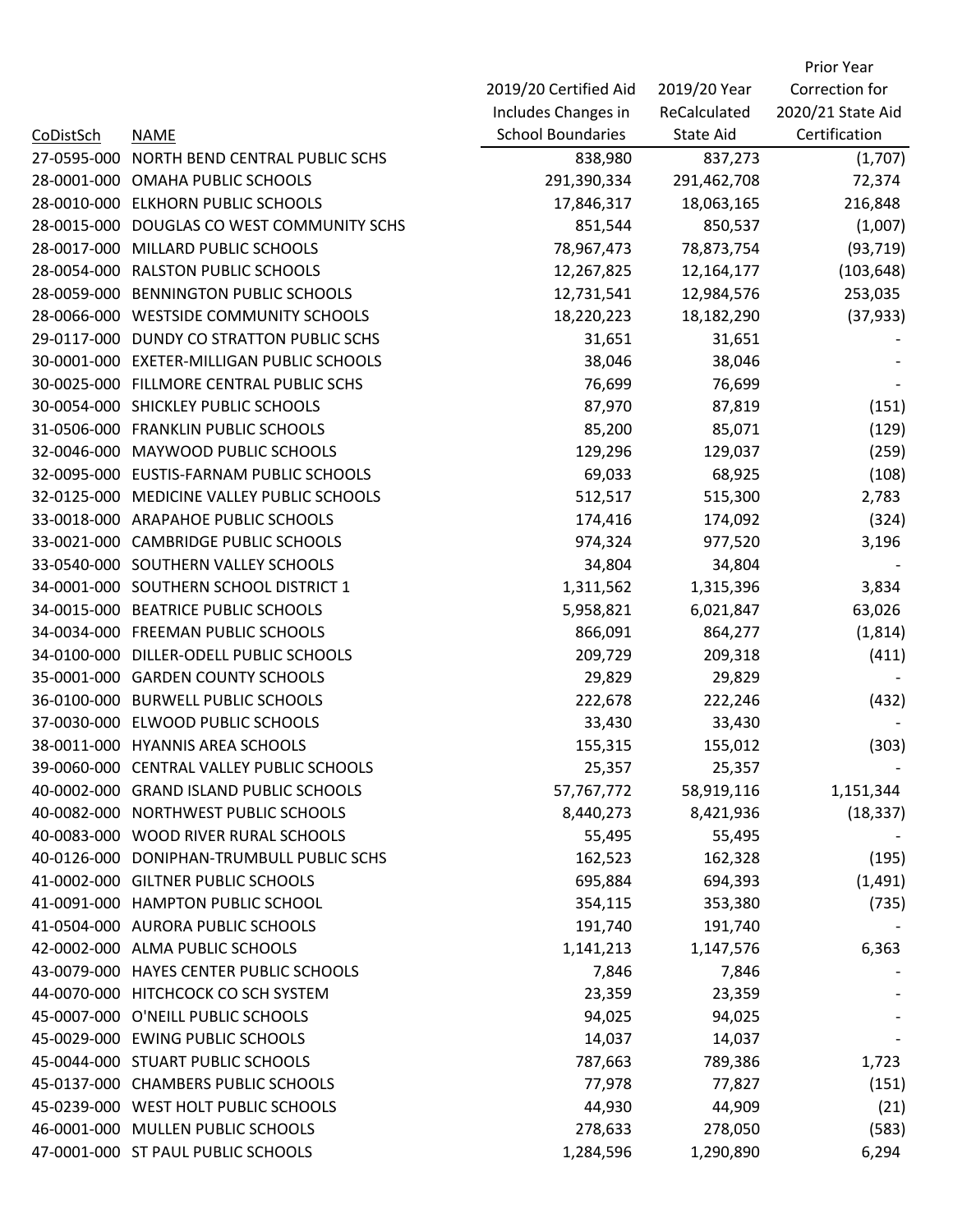| CoDistSch | NAME | 2019/20 Certified Aid Includes Changes in School Boundaries | 2019/20 Year ReCalculated State Aid | Prior Year Correction for 2020/21 State Aid Certification |
|---|---|---|---|---|
| 27-0595-000 | NORTH BEND CENTRAL PUBLIC SCHS | 838,980 | 837,273 | (1,707) |
| 28-0001-000 | OMAHA PUBLIC SCHOOLS | 291,390,334 | 291,462,708 | 72,374 |
| 28-0010-000 | ELKHORN PUBLIC SCHOOLS | 17,846,317 | 18,063,165 | 216,848 |
| 28-0015-000 | DOUGLAS CO WEST COMMUNITY SCHS | 851,544 | 850,537 | (1,007) |
| 28-0017-000 | MILLARD PUBLIC SCHOOLS | 78,967,473 | 78,873,754 | (93,719) |
| 28-0054-000 | RALSTON PUBLIC SCHOOLS | 12,267,825 | 12,164,177 | (103,648) |
| 28-0059-000 | BENNINGTON PUBLIC SCHOOLS | 12,731,541 | 12,984,576 | 253,035 |
| 28-0066-000 | WESTSIDE COMMUNITY SCHOOLS | 18,220,223 | 18,182,290 | (37,933) |
| 29-0117-000 | DUNDY CO STRATTON PUBLIC SCHS | 31,651 | 31,651 | - |
| 30-0001-000 | EXETER-MILLIGAN PUBLIC SCHOOLS | 38,046 | 38,046 | - |
| 30-0025-000 | FILLMORE CENTRAL PUBLIC SCHS | 76,699 | 76,699 | - |
| 30-0054-000 | SHICKLEY PUBLIC SCHOOLS | 87,970 | 87,819 | (151) |
| 31-0506-000 | FRANKLIN PUBLIC SCHOOLS | 85,200 | 85,071 | (129) |
| 32-0046-000 | MAYWOOD PUBLIC SCHOOLS | 129,296 | 129,037 | (259) |
| 32-0095-000 | EUSTIS-FARNAM PUBLIC SCHOOLS | 69,033 | 68,925 | (108) |
| 32-0125-000 | MEDICINE VALLEY PUBLIC SCHOOLS | 512,517 | 515,300 | 2,783 |
| 33-0018-000 | ARAPAHOE PUBLIC SCHOOLS | 174,416 | 174,092 | (324) |
| 33-0021-000 | CAMBRIDGE PUBLIC SCHOOLS | 974,324 | 977,520 | 3,196 |
| 33-0540-000 | SOUTHERN VALLEY SCHOOLS | 34,804 | 34,804 | - |
| 34-0001-000 | SOUTHERN SCHOOL DISTRICT 1 | 1,311,562 | 1,315,396 | 3,834 |
| 34-0015-000 | BEATRICE PUBLIC SCHOOLS | 5,958,821 | 6,021,847 | 63,026 |
| 34-0034-000 | FREEMAN PUBLIC SCHOOLS | 866,091 | 864,277 | (1,814) |
| 34-0100-000 | DILLER-ODELL PUBLIC SCHOOLS | 209,729 | 209,318 | (411) |
| 35-0001-000 | GARDEN COUNTY SCHOOLS | 29,829 | 29,829 | - |
| 36-0100-000 | BURWELL PUBLIC SCHOOLS | 222,678 | 222,246 | (432) |
| 37-0030-000 | ELWOOD PUBLIC SCHOOLS | 33,430 | 33,430 | - |
| 38-0011-000 | HYANNIS AREA SCHOOLS | 155,315 | 155,012 | (303) |
| 39-0060-000 | CENTRAL VALLEY PUBLIC SCHOOLS | 25,357 | 25,357 | - |
| 40-0002-000 | GRAND ISLAND PUBLIC SCHOOLS | 57,767,772 | 58,919,116 | 1,151,344 |
| 40-0082-000 | NORTHWEST PUBLIC SCHOOLS | 8,440,273 | 8,421,936 | (18,337) |
| 40-0083-000 | WOOD RIVER RURAL SCHOOLS | 55,495 | 55,495 | - |
| 40-0126-000 | DONIPHAN-TRUMBULL PUBLIC SCHS | 162,523 | 162,328 | (195) |
| 41-0002-000 | GILTNER PUBLIC SCHOOLS | 695,884 | 694,393 | (1,491) |
| 41-0091-000 | HAMPTON PUBLIC SCHOOL | 354,115 | 353,380 | (735) |
| 41-0504-000 | AURORA PUBLIC SCHOOLS | 191,740 | 191,740 | - |
| 42-0002-000 | ALMA PUBLIC SCHOOLS | 1,141,213 | 1,147,576 | 6,363 |
| 43-0079-000 | HAYES CENTER PUBLIC SCHOOLS | 7,846 | 7,846 | - |
| 44-0070-000 | HITCHCOCK CO SCH SYSTEM | 23,359 | 23,359 | - |
| 45-0007-000 | O'NEILL PUBLIC SCHOOLS | 94,025 | 94,025 | - |
| 45-0029-000 | EWING PUBLIC SCHOOLS | 14,037 | 14,037 | - |
| 45-0044-000 | STUART PUBLIC SCHOOLS | 787,663 | 789,386 | 1,723 |
| 45-0137-000 | CHAMBERS PUBLIC SCHOOLS | 77,978 | 77,827 | (151) |
| 45-0239-000 | WEST HOLT PUBLIC SCHOOLS | 44,930 | 44,909 | (21) |
| 46-0001-000 | MULLEN PUBLIC SCHOOLS | 278,633 | 278,050 | (583) |
| 47-0001-000 | ST PAUL PUBLIC SCHOOLS | 1,284,596 | 1,290,890 | 6,294 |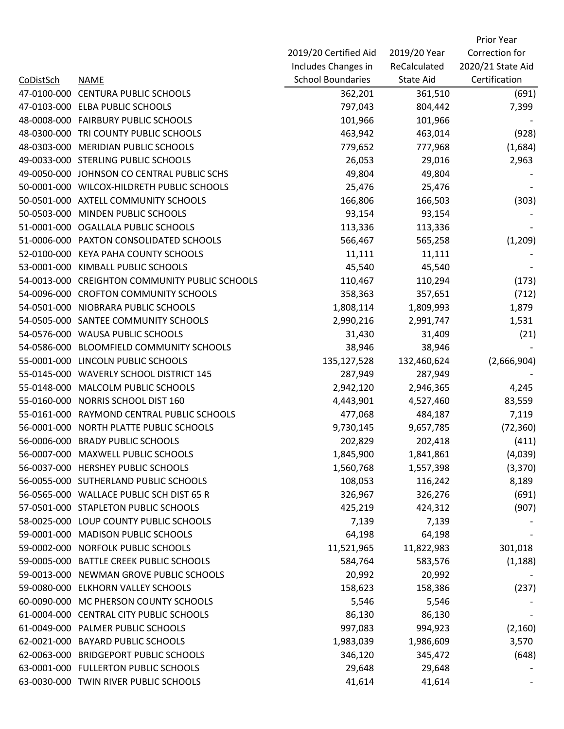| CoDistSch | NAME | 2019/20 Certified Aid Includes Changes in School Boundaries | 2019/20 Year ReCalculated State Aid | Prior Year Correction for 2020/21 State Aid Certification |
|---|---|---|---|---|
| 47-0100-000 | CENTURA PUBLIC SCHOOLS | 362,201 | 361,510 | (691) |
| 47-0103-000 | ELBA PUBLIC SCHOOLS | 797,043 | 804,442 | 7,399 |
| 48-0008-000 | FAIRBURY PUBLIC SCHOOLS | 101,966 | 101,966 | - |
| 48-0300-000 | TRI COUNTY PUBLIC SCHOOLS | 463,942 | 463,014 | (928) |
| 48-0303-000 | MERIDIAN PUBLIC SCHOOLS | 779,652 | 777,968 | (1,684) |
| 49-0033-000 | STERLING PUBLIC SCHOOLS | 26,053 | 29,016 | 2,963 |
| 49-0050-000 | JOHNSON CO CENTRAL PUBLIC SCHS | 49,804 | 49,804 | - |
| 50-0001-000 | WILCOX-HILDRETH PUBLIC SCHOOLS | 25,476 | 25,476 | - |
| 50-0501-000 | AXTELL COMMUNITY SCHOOLS | 166,806 | 166,503 | (303) |
| 50-0503-000 | MINDEN PUBLIC SCHOOLS | 93,154 | 93,154 | - |
| 51-0001-000 | OGALLALA PUBLIC SCHOOLS | 113,336 | 113,336 | - |
| 51-0006-000 | PAXTON CONSOLIDATED SCHOOLS | 566,467 | 565,258 | (1,209) |
| 52-0100-000 | KEYA PAHA COUNTY SCHOOLS | 11,111 | 11,111 | - |
| 53-0001-000 | KIMBALL PUBLIC SCHOOLS | 45,540 | 45,540 | - |
| 54-0013-000 | CREIGHTON COMMUNITY PUBLIC SCHOOLS | 110,467 | 110,294 | (173) |
| 54-0096-000 | CROFTON COMMUNITY SCHOOLS | 358,363 | 357,651 | (712) |
| 54-0501-000 | NIOBRARA PUBLIC SCHOOLS | 1,808,114 | 1,809,993 | 1,879 |
| 54-0505-000 | SANTEE COMMUNITY SCHOOLS | 2,990,216 | 2,991,747 | 1,531 |
| 54-0576-000 | WAUSA PUBLIC SCHOOLS | 31,430 | 31,409 | (21) |
| 54-0586-000 | BLOOMFIELD COMMUNITY SCHOOLS | 38,946 | 38,946 | - |
| 55-0001-000 | LINCOLN PUBLIC SCHOOLS | 135,127,528 | 132,460,624 | (2,666,904) |
| 55-0145-000 | WAVERLY SCHOOL DISTRICT 145 | 287,949 | 287,949 | - |
| 55-0148-000 | MALCOLM PUBLIC SCHOOLS | 2,942,120 | 2,946,365 | 4,245 |
| 55-0160-000 | NORRIS SCHOOL DIST 160 | 4,443,901 | 4,527,460 | 83,559 |
| 55-0161-000 | RAYMOND CENTRAL PUBLIC SCHOOLS | 477,068 | 484,187 | 7,119 |
| 56-0001-000 | NORTH PLATTE PUBLIC SCHOOLS | 9,730,145 | 9,657,785 | (72,360) |
| 56-0006-000 | BRADY PUBLIC SCHOOLS | 202,829 | 202,418 | (411) |
| 56-0007-000 | MAXWELL PUBLIC SCHOOLS | 1,845,900 | 1,841,861 | (4,039) |
| 56-0037-000 | HERSHEY PUBLIC SCHOOLS | 1,560,768 | 1,557,398 | (3,370) |
| 56-0055-000 | SUTHERLAND PUBLIC SCHOOLS | 108,053 | 116,242 | 8,189 |
| 56-0565-000 | WALLACE PUBLIC SCH DIST 65 R | 326,967 | 326,276 | (691) |
| 57-0501-000 | STAPLETON PUBLIC SCHOOLS | 425,219 | 424,312 | (907) |
| 58-0025-000 | LOUP COUNTY PUBLIC SCHOOLS | 7,139 | 7,139 | - |
| 59-0001-000 | MADISON PUBLIC SCHOOLS | 64,198 | 64,198 | - |
| 59-0002-000 | NORFOLK PUBLIC SCHOOLS | 11,521,965 | 11,822,983 | 301,018 |
| 59-0005-000 | BATTLE CREEK PUBLIC SCHOOLS | 584,764 | 583,576 | (1,188) |
| 59-0013-000 | NEWMAN GROVE PUBLIC SCHOOLS | 20,992 | 20,992 | - |
| 59-0080-000 | ELKHORN VALLEY SCHOOLS | 158,623 | 158,386 | (237) |
| 60-0090-000 | MC PHERSON COUNTY SCHOOLS | 5,546 | 5,546 | - |
| 61-0004-000 | CENTRAL CITY PUBLIC SCHOOLS | 86,130 | 86,130 | - |
| 61-0049-000 | PALMER PUBLIC SCHOOLS | 997,083 | 994,923 | (2,160) |
| 62-0021-000 | BAYARD PUBLIC SCHOOLS | 1,983,039 | 1,986,609 | 3,570 |
| 62-0063-000 | BRIDGEPORT PUBLIC SCHOOLS | 346,120 | 345,472 | (648) |
| 63-0001-000 | FULLERTON PUBLIC SCHOOLS | 29,648 | 29,648 | - |
| 63-0030-000 | TWIN RIVER PUBLIC SCHOOLS | 41,614 | 41,614 | - |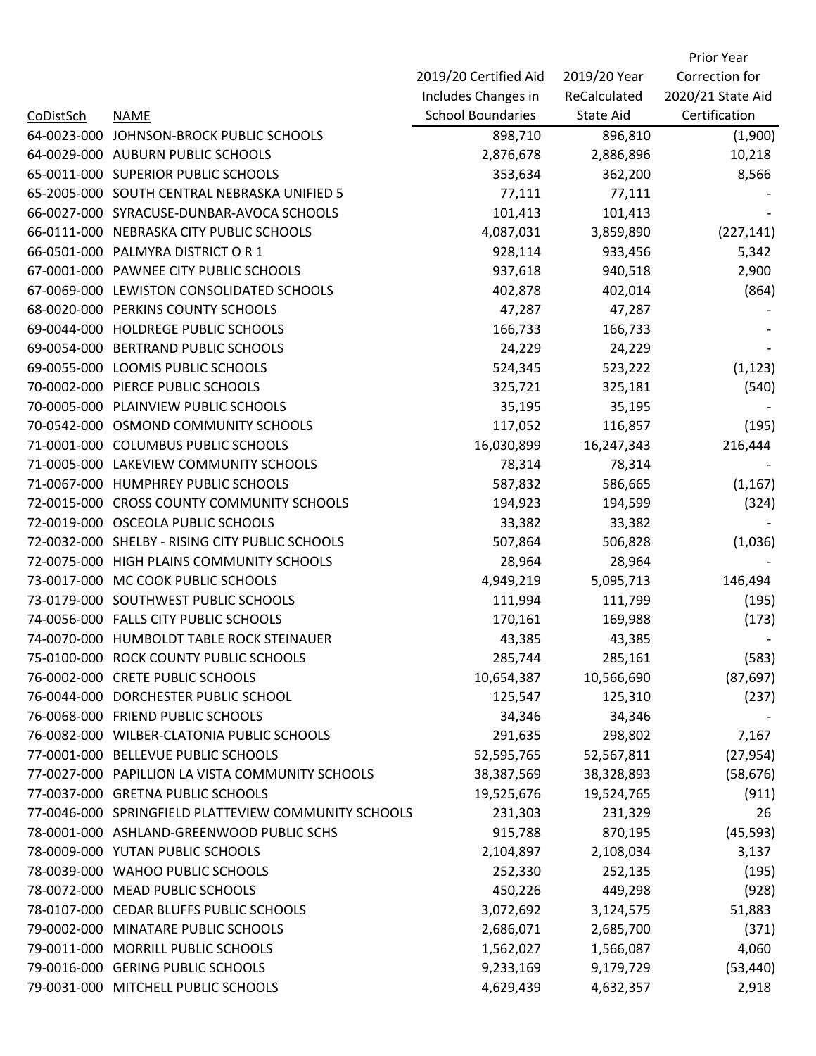| CoDistSch | NAME | 2019/20 Certified Aid Includes Changes in School Boundaries | 2019/20 Year ReCalculated State Aid | Prior Year Correction for 2020/21 State Aid Certification |
|---|---|---|---|---|
| 64-0023-000 | JOHNSON-BROCK PUBLIC SCHOOLS | 898,710 | 896,810 | (1,900) |
| 64-0029-000 | AUBURN PUBLIC SCHOOLS | 2,876,678 | 2,886,896 | 10,218 |
| 65-0011-000 | SUPERIOR PUBLIC SCHOOLS | 353,634 | 362,200 | 8,566 |
| 65-2005-000 | SOUTH CENTRAL NEBRASKA UNIFIED 5 | 77,111 | 77,111 | - |
| 66-0027-000 | SYRACUSE-DUNBAR-AVOCA SCHOOLS | 101,413 | 101,413 | - |
| 66-0111-000 | NEBRASKA CITY PUBLIC SCHOOLS | 4,087,031 | 3,859,890 | (227,141) |
| 66-0501-000 | PALMYRA DISTRICT O R 1 | 928,114 | 933,456 | 5,342 |
| 67-0001-000 | PAWNEE CITY PUBLIC SCHOOLS | 937,618 | 940,518 | 2,900 |
| 67-0069-000 | LEWISTON CONSOLIDATED SCHOOLS | 402,878 | 402,014 | (864) |
| 68-0020-000 | PERKINS COUNTY SCHOOLS | 47,287 | 47,287 | - |
| 69-0044-000 | HOLDREGE PUBLIC SCHOOLS | 166,733 | 166,733 | - |
| 69-0054-000 | BERTRAND PUBLIC SCHOOLS | 24,229 | 24,229 | - |
| 69-0055-000 | LOOMIS PUBLIC SCHOOLS | 524,345 | 523,222 | (1,123) |
| 70-0002-000 | PIERCE PUBLIC SCHOOLS | 325,721 | 325,181 | (540) |
| 70-0005-000 | PLAINVIEW PUBLIC SCHOOLS | 35,195 | 35,195 | - |
| 70-0542-000 | OSMOND COMMUNITY SCHOOLS | 117,052 | 116,857 | (195) |
| 71-0001-000 | COLUMBUS PUBLIC SCHOOLS | 16,030,899 | 16,247,343 | 216,444 |
| 71-0005-000 | LAKEVIEW COMMUNITY SCHOOLS | 78,314 | 78,314 | - |
| 71-0067-000 | HUMPHREY PUBLIC SCHOOLS | 587,832 | 586,665 | (1,167) |
| 72-0015-000 | CROSS COUNTY COMMUNITY SCHOOLS | 194,923 | 194,599 | (324) |
| 72-0019-000 | OSCEOLA PUBLIC SCHOOLS | 33,382 | 33,382 | - |
| 72-0032-000 | SHELBY - RISING CITY PUBLIC SCHOOLS | 507,864 | 506,828 | (1,036) |
| 72-0075-000 | HIGH PLAINS COMMUNITY SCHOOLS | 28,964 | 28,964 | - |
| 73-0017-000 | MC COOK PUBLIC SCHOOLS | 4,949,219 | 5,095,713 | 146,494 |
| 73-0179-000 | SOUTHWEST PUBLIC SCHOOLS | 111,994 | 111,799 | (195) |
| 74-0056-000 | FALLS CITY PUBLIC SCHOOLS | 170,161 | 169,988 | (173) |
| 74-0070-000 | HUMBOLDT TABLE ROCK STEINAUER | 43,385 | 43,385 | - |
| 75-0100-000 | ROCK COUNTY PUBLIC SCHOOLS | 285,744 | 285,161 | (583) |
| 76-0002-000 | CRETE PUBLIC SCHOOLS | 10,654,387 | 10,566,690 | (87,697) |
| 76-0044-000 | DORCHESTER PUBLIC SCHOOL | 125,547 | 125,310 | (237) |
| 76-0068-000 | FRIEND PUBLIC SCHOOLS | 34,346 | 34,346 | - |
| 76-0082-000 | WILBER-CLATONIA PUBLIC SCHOOLS | 291,635 | 298,802 | 7,167 |
| 77-0001-000 | BELLEVUE PUBLIC SCHOOLS | 52,595,765 | 52,567,811 | (27,954) |
| 77-0027-000 | PAPILLION LA VISTA COMMUNITY SCHOOLS | 38,387,569 | 38,328,893 | (58,676) |
| 77-0037-000 | GRETNA PUBLIC SCHOOLS | 19,525,676 | 19,524,765 | (911) |
| 77-0046-000 | SPRINGFIELD PLATTEVIEW COMMUNITY SCHOOLS | 231,303 | 231,329 | 26 |
| 78-0001-000 | ASHLAND-GREENWOOD PUBLIC SCHS | 915,788 | 870,195 | (45,593) |
| 78-0009-000 | YUTAN PUBLIC SCHOOLS | 2,104,897 | 2,108,034 | 3,137 |
| 78-0039-000 | WAHOO PUBLIC SCHOOLS | 252,330 | 252,135 | (195) |
| 78-0072-000 | MEAD PUBLIC SCHOOLS | 450,226 | 449,298 | (928) |
| 78-0107-000 | CEDAR BLUFFS PUBLIC SCHOOLS | 3,072,692 | 3,124,575 | 51,883 |
| 79-0002-000 | MINATARE PUBLIC SCHOOLS | 2,686,071 | 2,685,700 | (371) |
| 79-0011-000 | MORRILL PUBLIC SCHOOLS | 1,562,027 | 1,566,087 | 4,060 |
| 79-0016-000 | GERING PUBLIC SCHOOLS | 9,233,169 | 9,179,729 | (53,440) |
| 79-0031-000 | MITCHELL PUBLIC SCHOOLS | 4,629,439 | 4,632,357 | 2,918 |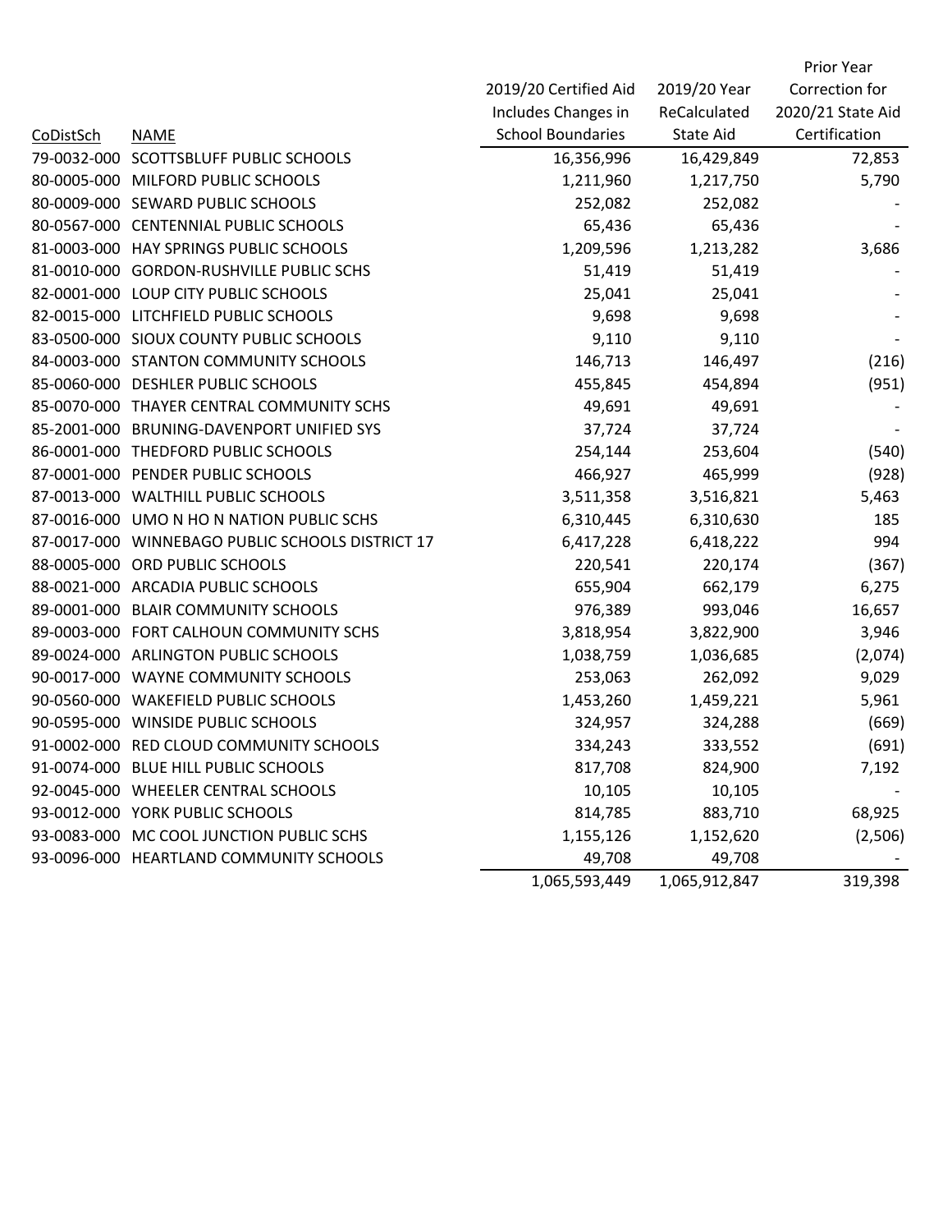| CoDistSch | NAME | 2019/20 Certified Aid Includes Changes in School Boundaries | 2019/20 Year ReCalculated State Aid | Prior Year Correction for 2020/21 State Aid Certification |
|---|---|---|---|---|
| 79-0032-000 | SCOTTSBLUFF PUBLIC SCHOOLS | 16,356,996 | 16,429,849 | 72,853 |
| 80-0005-000 | MILFORD PUBLIC SCHOOLS | 1,211,960 | 1,217,750 | 5,790 |
| 80-0009-000 | SEWARD PUBLIC SCHOOLS | 252,082 | 252,082 | - |
| 80-0567-000 | CENTENNIAL PUBLIC SCHOOLS | 65,436 | 65,436 | - |
| 81-0003-000 | HAY SPRINGS PUBLIC SCHOOLS | 1,209,596 | 1,213,282 | 3,686 |
| 81-0010-000 | GORDON-RUSHVILLE PUBLIC SCHS | 51,419 | 51,419 | - |
| 82-0001-000 | LOUP CITY PUBLIC SCHOOLS | 25,041 | 25,041 | - |
| 82-0015-000 | LITCHFIELD PUBLIC SCHOOLS | 9,698 | 9,698 | - |
| 83-0500-000 | SIOUX COUNTY PUBLIC SCHOOLS | 9,110 | 9,110 | - |
| 84-0003-000 | STANTON COMMUNITY SCHOOLS | 146,713 | 146,497 | (216) |
| 85-0060-000 | DESHLER PUBLIC SCHOOLS | 455,845 | 454,894 | (951) |
| 85-0070-000 | THAYER CENTRAL COMMUNITY SCHS | 49,691 | 49,691 | - |
| 85-2001-000 | BRUNING-DAVENPORT UNIFIED SYS | 37,724 | 37,724 | - |
| 86-0001-000 | THEDFORD PUBLIC SCHOOLS | 254,144 | 253,604 | (540) |
| 87-0001-000 | PENDER PUBLIC SCHOOLS | 466,927 | 465,999 | (928) |
| 87-0013-000 | WALTHILL PUBLIC SCHOOLS | 3,511,358 | 3,516,821 | 5,463 |
| 87-0016-000 | UMO N HO N NATION PUBLIC SCHS | 6,310,445 | 6,310,630 | 185 |
| 87-0017-000 | WINNEBAGO PUBLIC SCHOOLS DISTRICT 17 | 6,417,228 | 6,418,222 | 994 |
| 88-0005-000 | ORD PUBLIC SCHOOLS | 220,541 | 220,174 | (367) |
| 88-0021-000 | ARCADIA PUBLIC SCHOOLS | 655,904 | 662,179 | 6,275 |
| 89-0001-000 | BLAIR COMMUNITY SCHOOLS | 976,389 | 993,046 | 16,657 |
| 89-0003-000 | FORT CALHOUN COMMUNITY SCHS | 3,818,954 | 3,822,900 | 3,946 |
| 89-0024-000 | ARLINGTON PUBLIC SCHOOLS | 1,038,759 | 1,036,685 | (2,074) |
| 90-0017-000 | WAYNE COMMUNITY SCHOOLS | 253,063 | 262,092 | 9,029 |
| 90-0560-000 | WAKEFIELD PUBLIC SCHOOLS | 1,453,260 | 1,459,221 | 5,961 |
| 90-0595-000 | WINSIDE PUBLIC SCHOOLS | 324,957 | 324,288 | (669) |
| 91-0002-000 | RED CLOUD COMMUNITY SCHOOLS | 334,243 | 333,552 | (691) |
| 91-0074-000 | BLUE HILL PUBLIC SCHOOLS | 817,708 | 824,900 | 7,192 |
| 92-0045-000 | WHEELER CENTRAL SCHOOLS | 10,105 | 10,105 | - |
| 93-0012-000 | YORK PUBLIC SCHOOLS | 814,785 | 883,710 | 68,925 |
| 93-0083-000 | MC COOL JUNCTION PUBLIC SCHS | 1,155,126 | 1,152,620 | (2,506) |
| 93-0096-000 | HEARTLAND COMMUNITY SCHOOLS | 49,708 | 49,708 | - |
| | | 1,065,593,449 | 1,065,912,847 | 319,398 |